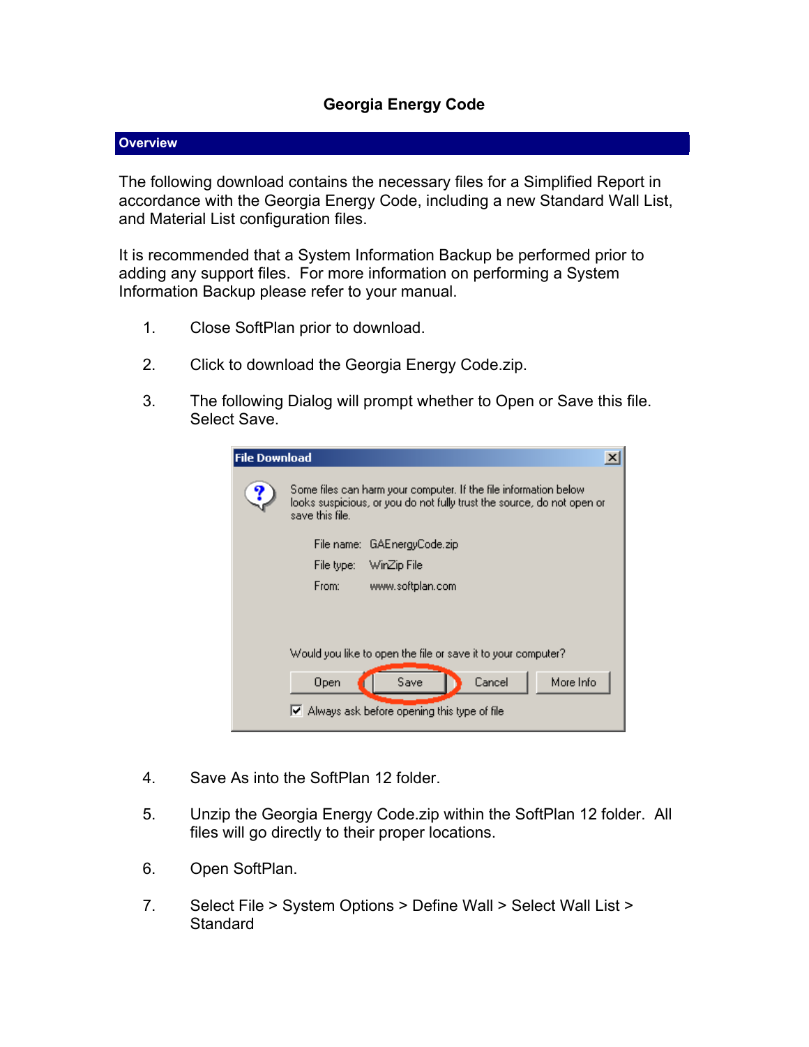# Georgia Energy Code

## Overview

The following download contains the necessary files for a Simplified Report in accordance with the Georgia Energy Code, including a new Standard Wall List, and Material List configuration files.

It is recommended that a System Information Backup be performed prior to adding any support files. For more information on performing a System Information Backup please refer to your manual.

1. Close SoftPlan prior to download.

2. Click to download the Georgia Energy Code.zip.

3. The following Dialog will prompt whether to Open or Save this file. Select Save.

4. Save As into the SoftPlan 12 folder.

5. Unzip the Georgia Energy Code.zip within the SoftPlan 12 folder. All files will go directly to their proper locations.

6. Open SoftPlan.

7. Select File > System Options > Define Wall > Select Wall List > Standard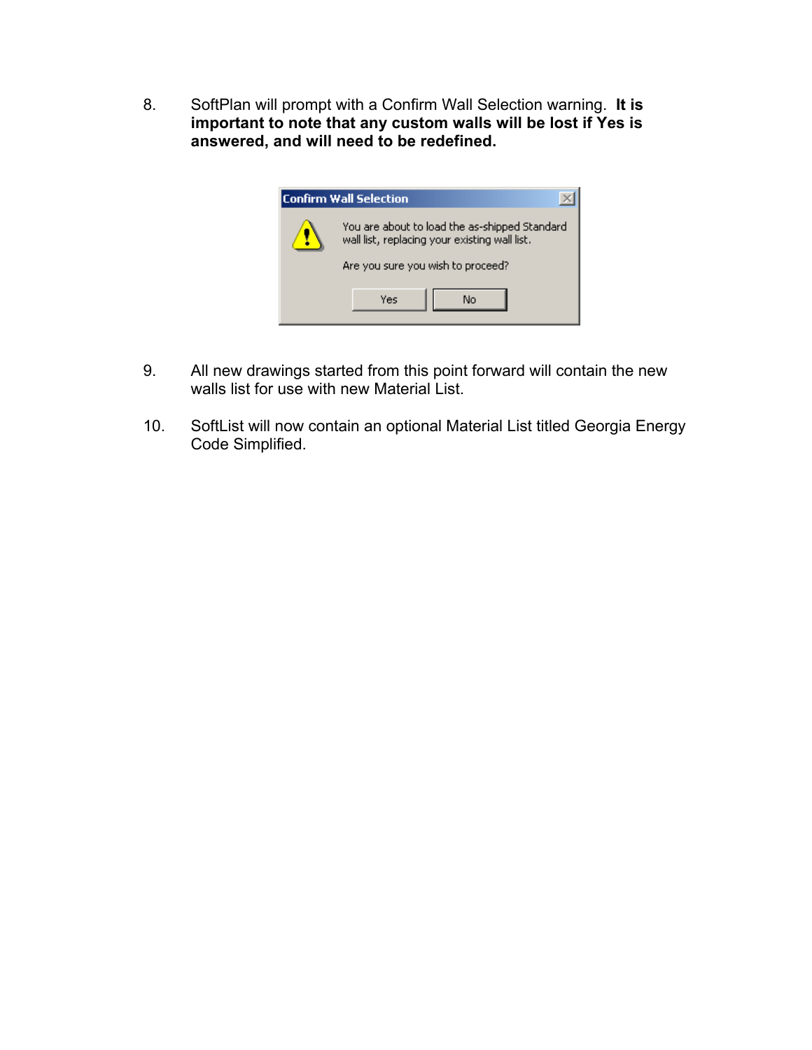8. SoftPlan will prompt with a Confirm Wall Selection warning. **It is important to note that any custom walls will be lost if Yes is answered, and will need to be redefined.**

9. All new drawings started from this point forward will contain the new walls list for use with new Material List.

10. SoftList will now contain an optional Material List titled Georgia Energy Code Simplified.